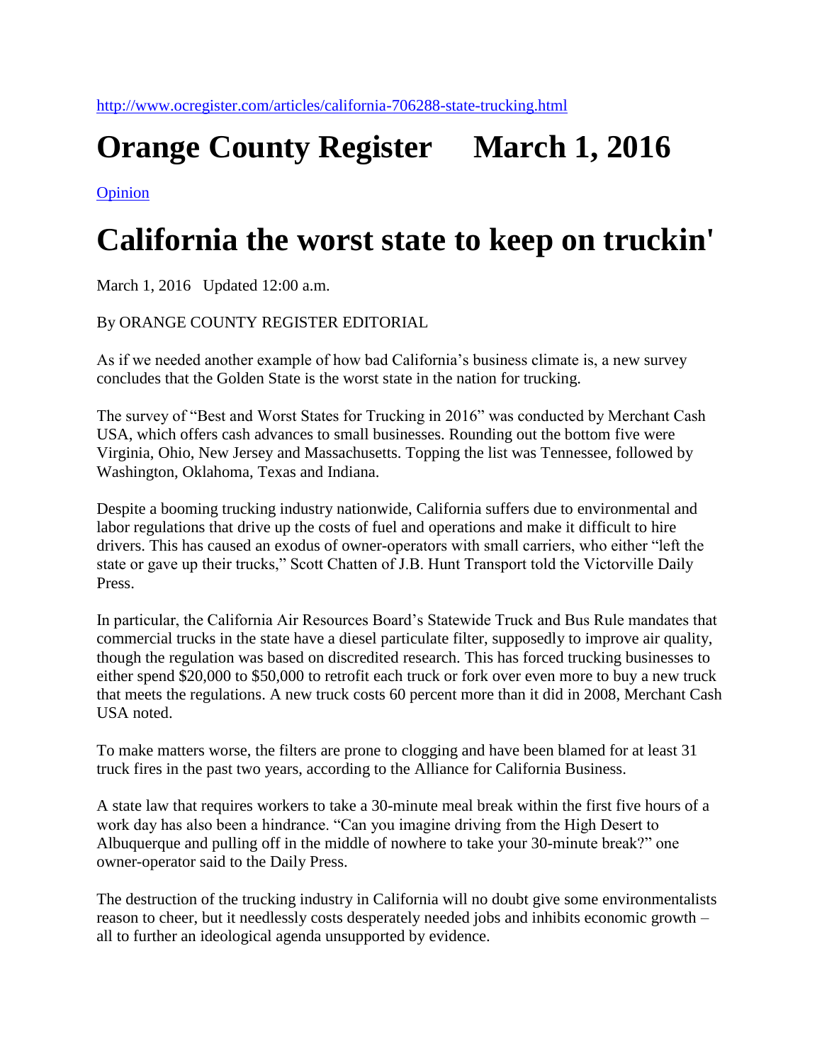http://www.ocregister.com/articles/california-706288-state-trucking.html

# Orange County Register March 1, 2016

Opinion

# California the worst state to keep on truckin'

March 1, 2016 Updated 12:00 a.m.

By ORANGE COUNTY REGISTER EDITORIAL

As if we needed another example of how bad California's business climate is, a new survey concludes that the Golden State is the worst state in the nation for trucking.

The survey of "Best and Worst States for Trucking in 2016" was conducted by Merchant Cash USA, which offers cash advances to small businesses. Rounding out the bottom five were Virginia, Ohio, New Jersey and Massachusetts. Topping the list was Tennessee, followed by Washington, Oklahoma, Texas and Indiana.

Despite a booming trucking industry nationwide, California suffers due to environmental and labor regulations that drive up the costs of fuel and operations and make it difficult to hire drivers. This has caused an exodus of owner-operators with small carriers, who either "left the state or gave up their trucks," Scott Chatten of J.B. Hunt Transport told the Victorville Daily Press.

In particular, the California Air Resources Board's Statewide Truck and Bus Rule mandates that commercial trucks in the state have a diesel particulate filter, supposedly to improve air quality, though the regulation was based on discredited research. This has forced trucking businesses to either spend $20,000 to $50,000 to retrofit each truck or fork over even more to buy a new truck that meets the regulations. A new truck costs 60 percent more than it did in 2008, Merchant Cash USA noted.

To make matters worse, the filters are prone to clogging and have been blamed for at least 31 truck fires in the past two years, according to the Alliance for California Business.

A state law that requires workers to take a 30-minute meal break within the first five hours of a work day has also been a hindrance. "Can you imagine driving from the High Desert to Albuquerque and pulling off in the middle of nowhere to take your 30-minute break?" one owner-operator said to the Daily Press.

The destruction of the trucking industry in California will no doubt give some environmentalists reason to cheer, but it needlessly costs desperately needed jobs and inhibits economic growth – all to further an ideological agenda unsupported by evidence.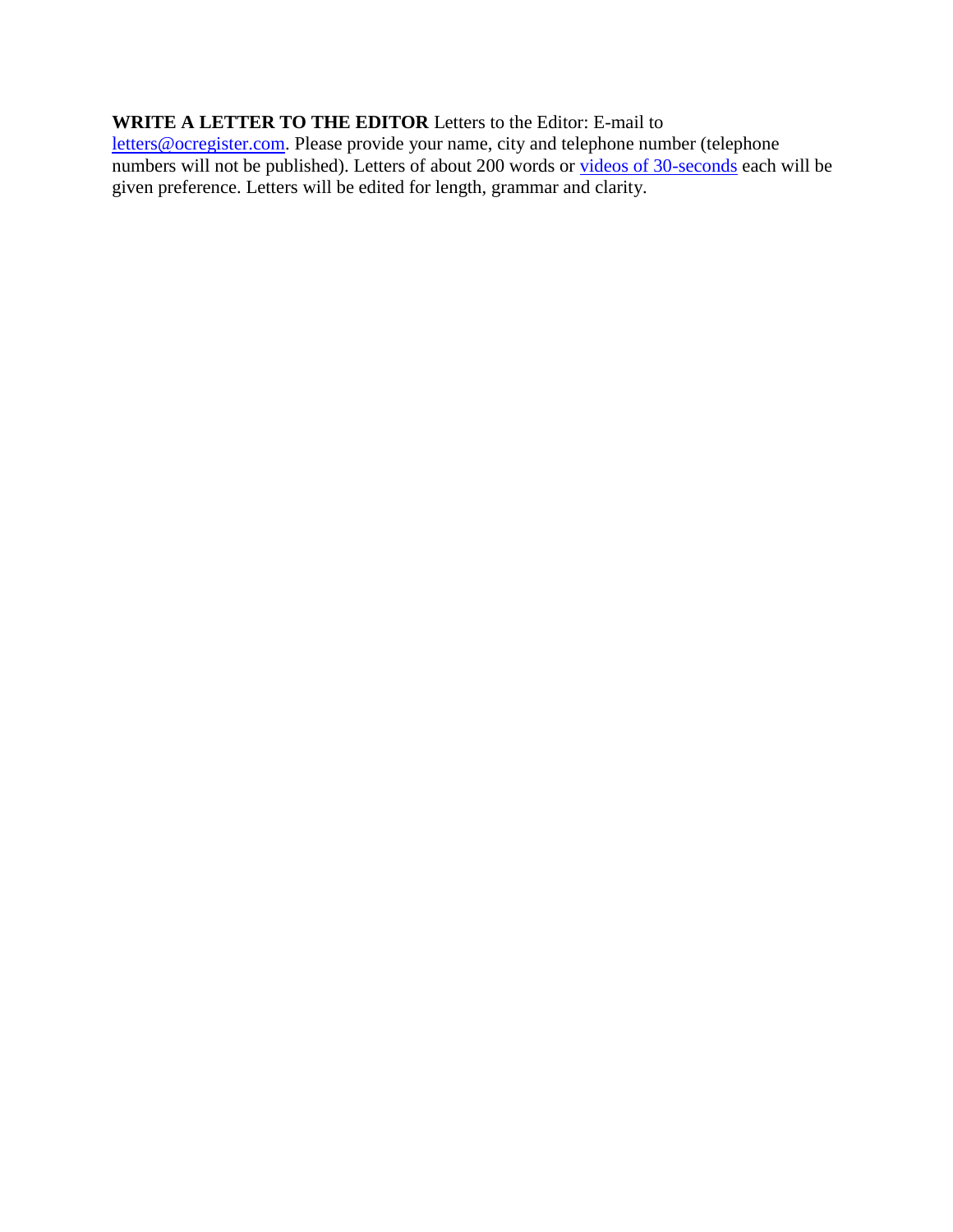**WRITE A LETTER TO THE EDITOR** Letters to the Editor: E-mail to letters@ocregister.com. Please provide your name, city and telephone number (telephone numbers will not be published). Letters of about 200 words or videos of 30-seconds each will be given preference. Letters will be edited for length, grammar and clarity.